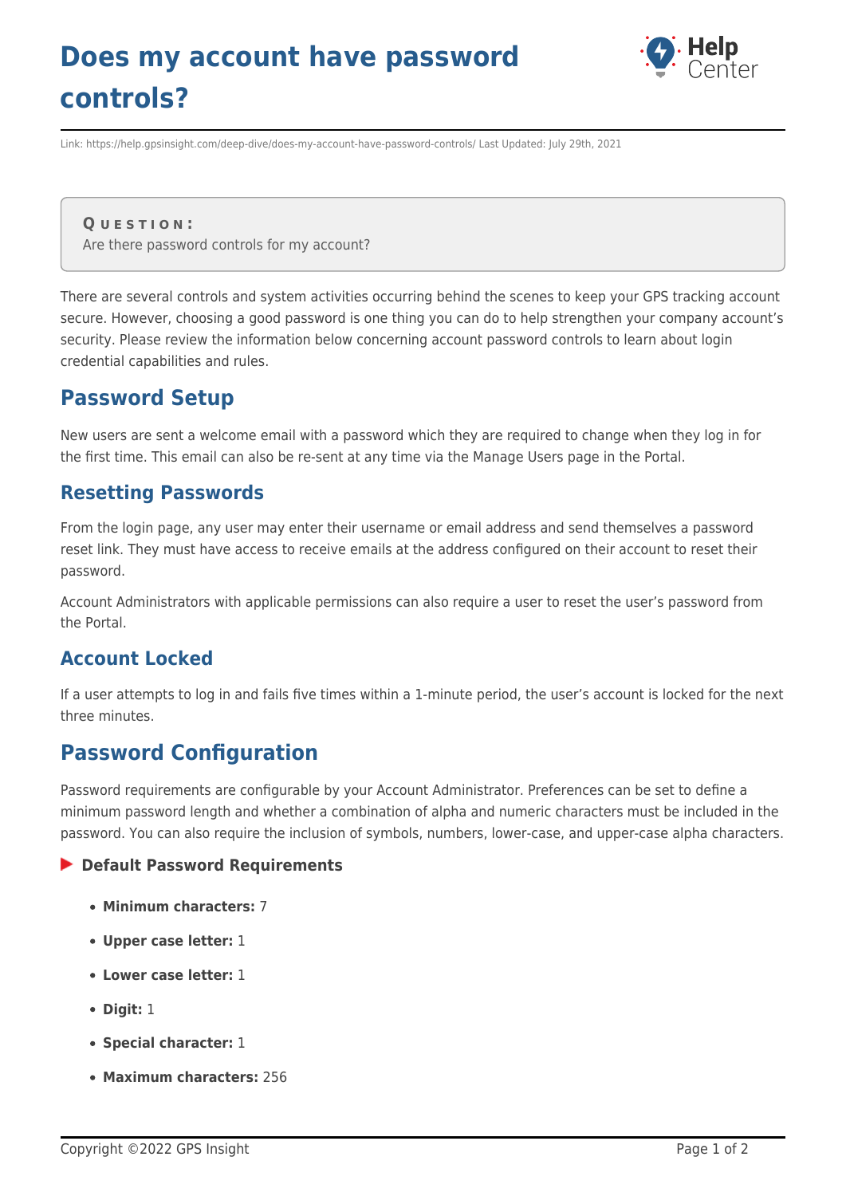# Does my account have password controls?

Link: https://help.gpsinsight.com/deep-dive/does-my-account-have-password-controls/ Last Updated: July 29th, 2021

**QUESTION:**
Are there password controls for my account?

There are several controls and system activities occurring behind the scenes to keep your GPS tracking account secure. However, choosing a good password is one thing you can do to help strengthen your company account's security. Please review the information below concerning account password controls to learn about login credential capabilities and rules.

## Password Setup

New users are sent a welcome email with a password which they are required to change when they log in for the first time. This email can also be re-sent at any time via the Manage Users page in the Portal.

### Resetting Passwords

From the login page, any user may enter their username or email address and send themselves a password reset link. They must have access to receive emails at the address configured on their account to reset their password.

Account Administrators with applicable permissions can also require a user to reset the user's password from the Portal.

### Account Locked

If a user attempts to log in and fails five times within a 1-minute period, the user's account is locked for the next three minutes.

## Password Configuration

Password requirements are configurable by your Account Administrator. Preferences can be set to define a minimum password length and whether a combination of alpha and numeric characters must be included in the password. You can also require the inclusion of symbols, numbers, lower-case, and upper-case alpha characters.

**Default Password Requirements**

- **Minimum characters:** 7
- **Upper case letter:** 1
- **Lower case letter:** 1
- **Digit:** 1
- **Special character:** 1
- **Maximum characters:** 256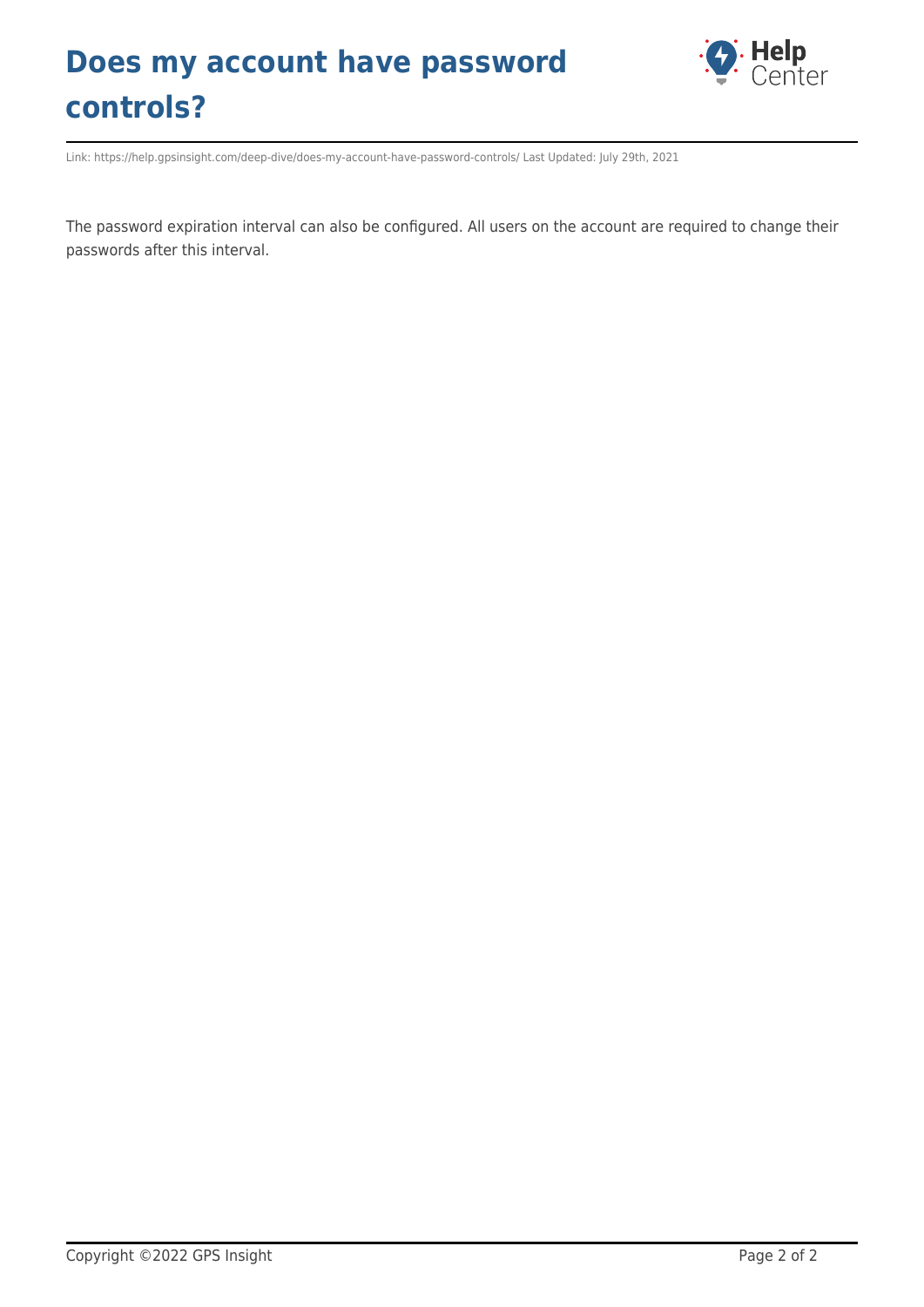The password expiration interval can also be configured. All users on the account are required to change their passwords after this interval.